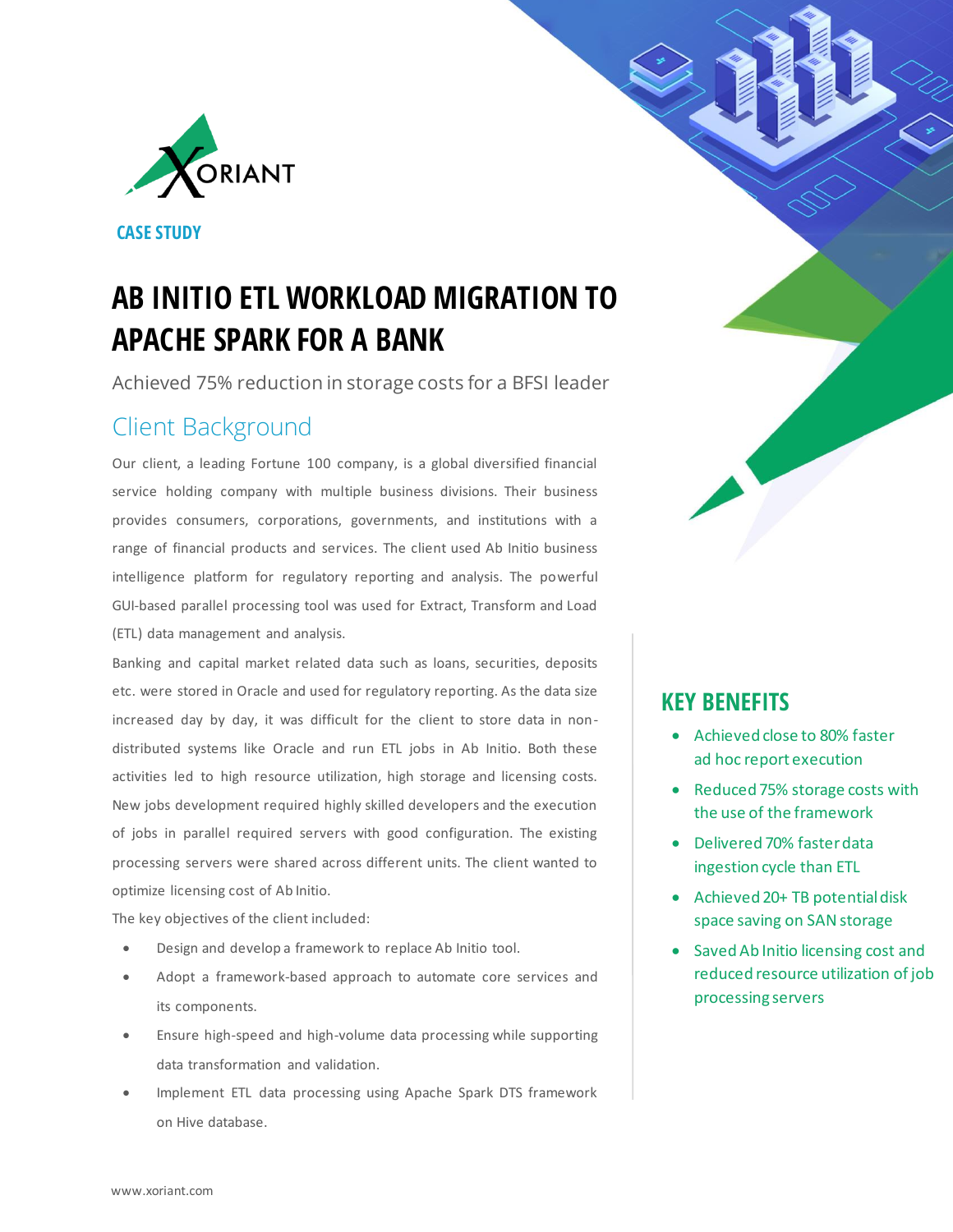XORIANT

CASE STUDY

# AB INITIO ETL WORKLOAD MIGRATION TO APACHE SPARK FOR A BANK

Achieved 75% reduction in storage costs for a BFSI leader

## Client Background

Our client, a leading Fortune 100 company, is a global diversified financial service holding company with multiple business divisions. Their business provides consumers, corporations, governments, and institutions with a range of financial products and services. The client used Ab Initio business intelligence platform for regulatory reporting and analysis. The powerful GUI-based parallel processing tool was used for Extract, Transform and Load (ETL) data management and analysis.

Banking and capital market related data such as loans, securities, deposits etc. were stored in Oracle and used for regulatory reporting. As the data size increased day by day, it was difficult for the client to store data in non-distributed systems like Oracle and run ETL jobs in Ab Initio. Both these activities led to high resource utilization, high storage and licensing costs. New jobs development required highly skilled developers and the execution of jobs in parallel required servers with good configuration. The existing processing servers were shared across different units. The client wanted to optimize licensing cost of Ab Initio.

The key objectives of the client included:

- Design and develop a framework to replace Ab Initio tool.
- Adopt a framework-based approach to automate core services and its components.
- Ensure high-speed and high-volume data processing while supporting data transformation and validation.
- Implement ETL data processing using Apache Spark DTS framework on Hive database.

## KEY BENEFITS

- Achieved close to 80% faster ad hoc report execution
- Reduced 75% storage costs with the use of the framework
- Delivered 70% faster data ingestion cycle than ETL
- Achieved 20+ TB potential disk space saving on SAN storage
- Saved Ab Initio licensing cost and reduced resource utilization of job processing servers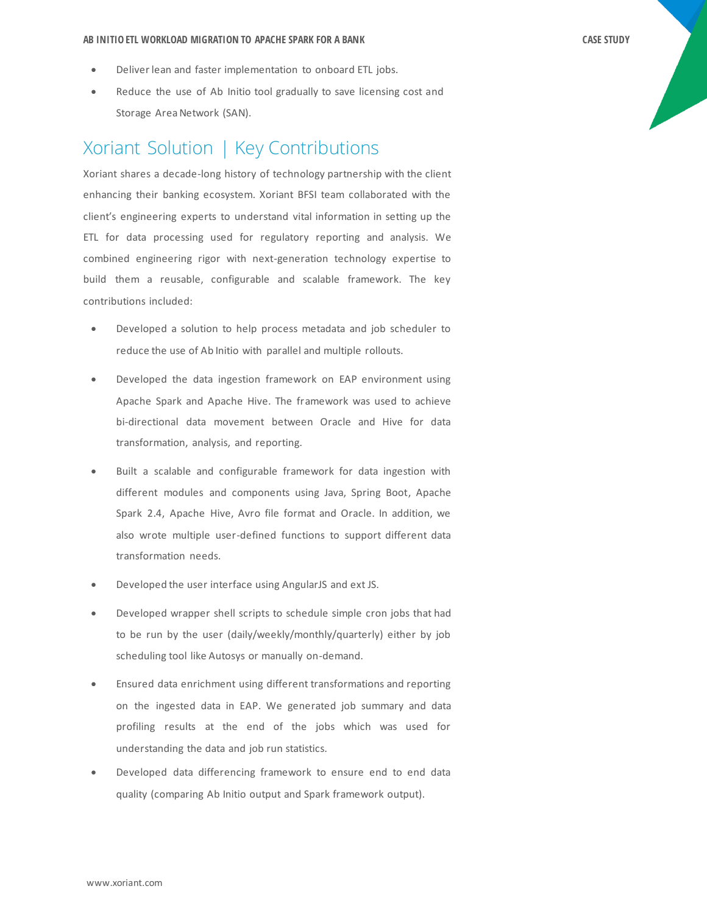- Deliver lean and faster implementation to onboard ETL jobs.
- Reduce the use of Ab Initio tool gradually to save licensing cost and Storage Area Network (SAN).

## Xoriant Solution | Key Contributions

Xoriant shares a decade-long history of technology partnership with the client enhancing their banking ecosystem. Xoriant BFSI team collaborated with the client's engineering experts to understand vital information in setting up the ETL for data processing used for regulatory reporting and analysis. We combined engineering rigor with next-generation technology expertise to build them a reusable, configurable and scalable framework. The key contributions included:

- Developed a solution to help process metadata and job scheduler to reduce the use of Ab Initio with parallel and multiple rollouts.
- Developed the data ingestion framework on EAP environment using Apache Spark and Apache Hive. The framework was used to achieve bi-directional data movement between Oracle and Hive for data transformation, analysis, and reporting.
- Built a scalable and configurable framework for data ingestion with different modules and components using Java, Spring Boot, Apache Spark 2.4, Apache Hive, Avro file format and Oracle. In addition, we also wrote multiple user-defined functions to support different data transformation needs.
- Developed the user interface using AngularJS and ext JS.
- Developed wrapper shell scripts to schedule simple cron jobs that had to be run by the user (daily/weekly/monthly/quarterly) either by job scheduling tool like Autosys or manually on-demand.
- Ensured data enrichment using different transformations and reporting on the ingested data in EAP. We generated job summary and data profiling results at the end of the jobs which was used for understanding the data and job run statistics.
- Developed data differencing framework to ensure end to end data quality (comparing Ab Initio output and Spark framework output).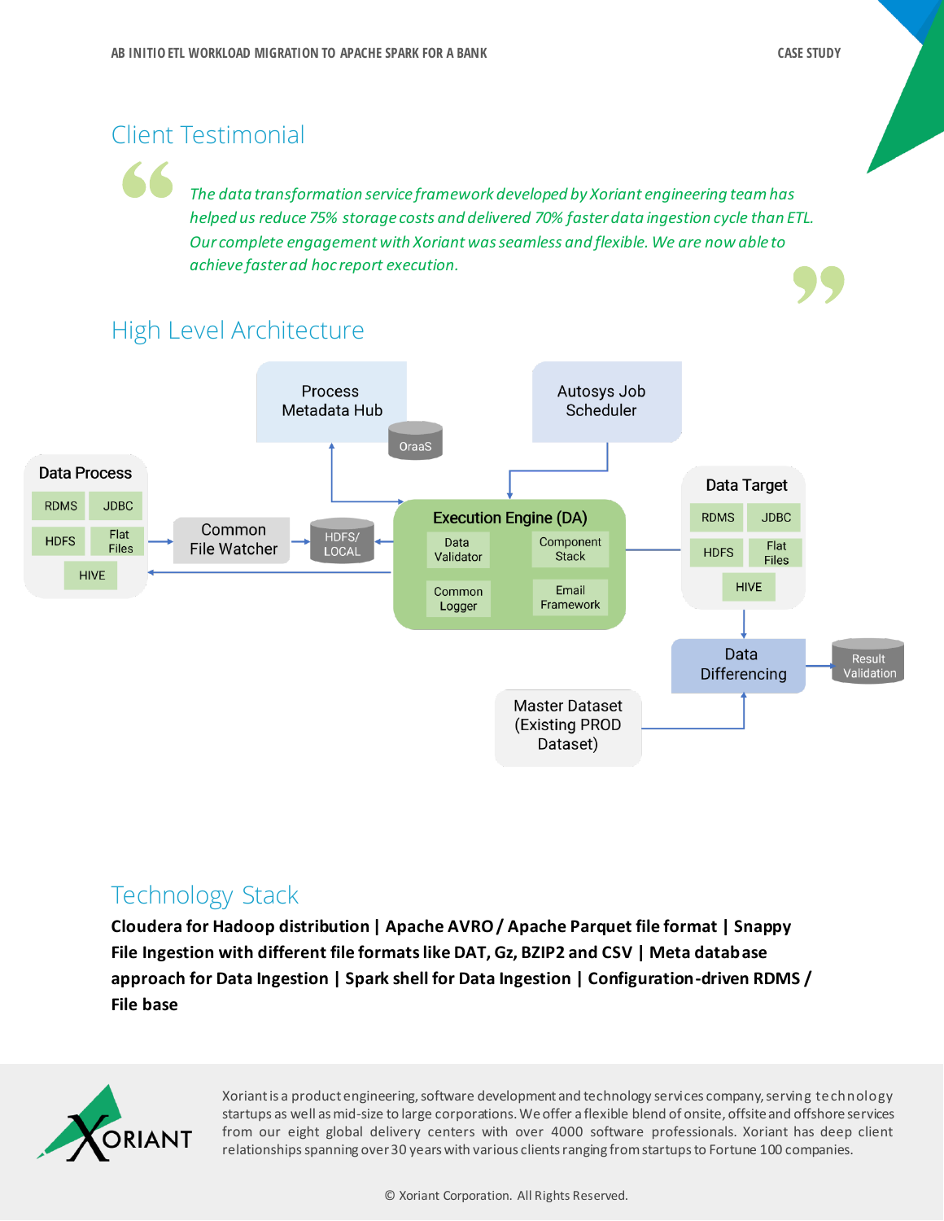## Client Testimonial

*The data transformation service framework developed by Xoriant engineering team has helped us reduce 75% storage costs and delivered 70% faster data ingestion cycle than ETL. Our complete engagement with Xoriant was seamless and flexible. We are now able to achieve faster ad hoc report execution.*

## High Level Architecture

Process Metadata Hub

OraaS

Autosys Job Scheduler

Data Process

RDMS

JDBC

HDFS

Flat Files

HIVE

Common File Watcher

HDFS/ LOCAL

Execution Engine (DA)

Data Validator

Component Stack

Common Logger

Email Framework

Data Target

RDMS

JDBC

HDFS

Flat Files

HIVE

Data Differencing

Result Validation

Master Dataset (Existing PROD Dataset)

## Technology Stack

**Cloudera for Hadoop distribution | Apache AVRO / Apache Parquet file format | Snappy File Ingestion with different file formats like DAT, Gz, BZIP2 and CSV | Meta database approach for Data Ingestion | Spark shell for Data Ingestion | Configuration-driven RDMS / File base**

XORIANT

Xoriant is a product engineering, software development and technology services company, serving technology startups as well as mid-size to large corporations. We offer a flexible blend of onsite, offsite and offshore services from our eight global delivery centers with over 4000 software professionals. Xoriant has deep client relationships spanning over 30 years with various clients ranging from startups to Fortune 100 companies.

© Xoriant Corporation. All Rights Reserved.